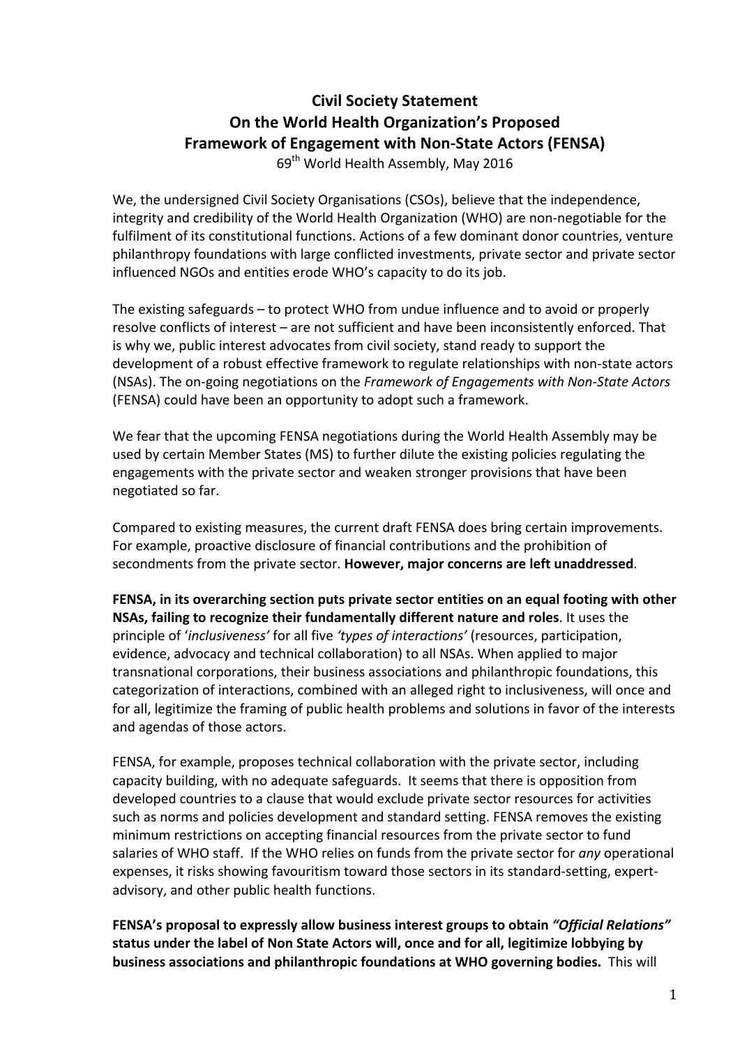# Civil Society Statement
# On the World Health Organization's Proposed
# Framework of Engagement with Non-State Actors (FENSA)

69th World Health Assembly, May 2016

We, the undersigned Civil Society Organisations (CSOs), believe that the independence, integrity and credibility of the World Health Organization (WHO) are non-negotiable for the fulfilment of its constitutional functions. Actions of a few dominant donor countries, venture philanthropy foundations with large conflicted investments, private sector and private sector influenced NGOs and entities erode WHO's capacity to do its job.

The existing safeguards – to protect WHO from undue influence and to avoid or properly resolve conflicts of interest – are not sufficient and have been inconsistently enforced. That is why we, public interest advocates from civil society, stand ready to support the development of a robust effective framework to regulate relationships with non-state actors (NSAs). The on-going negotiations on the *Framework of Engagements with Non-State Actors* (FENSA) could have been an opportunity to adopt such a framework.

We fear that the upcoming FENSA negotiations during the World Health Assembly may be used by certain Member States (MS) to further dilute the existing policies regulating the engagements with the private sector and weaken stronger provisions that have been negotiated so far.

Compared to existing measures, the current draft FENSA does bring certain improvements. For example, proactive disclosure of financial contributions and the prohibition of secondments from the private sector. **However, major concerns are left unaddressed**.

**FENSA, in its overarching section puts private sector entities on an equal footing with other NSAs, failing to recognize their fundamentally different nature and roles**. It uses the principle of '*inclusiveness'* for all five *'types of interactions'* (resources, participation, evidence, advocacy and technical collaboration) to all NSAs. When applied to major transnational corporations, their business associations and philanthropic foundations, this categorization of interactions, combined with an alleged right to inclusiveness, will once and for all, legitimize the framing of public health problems and solutions in favor of the interests and agendas of those actors.

FENSA, for example, proposes technical collaboration with the private sector, including capacity building, with no adequate safeguards. It seems that there is opposition from developed countries to a clause that would exclude private sector resources for activities such as norms and policies development and standard setting. FENSA removes the existing minimum restrictions on accepting financial resources from the private sector to fund salaries of WHO staff. If the WHO relies on funds from the private sector for *any* operational expenses, it risks showing favouritism toward those sectors in its standard-setting, expert-advisory, and other public health functions.

**FENSA's proposal to expressly allow business interest groups to obtain *"Official Relations"* status under the label of Non State Actors will, once and for all, legitimize lobbying by business associations and philanthropic foundations at WHO governing bodies.** This will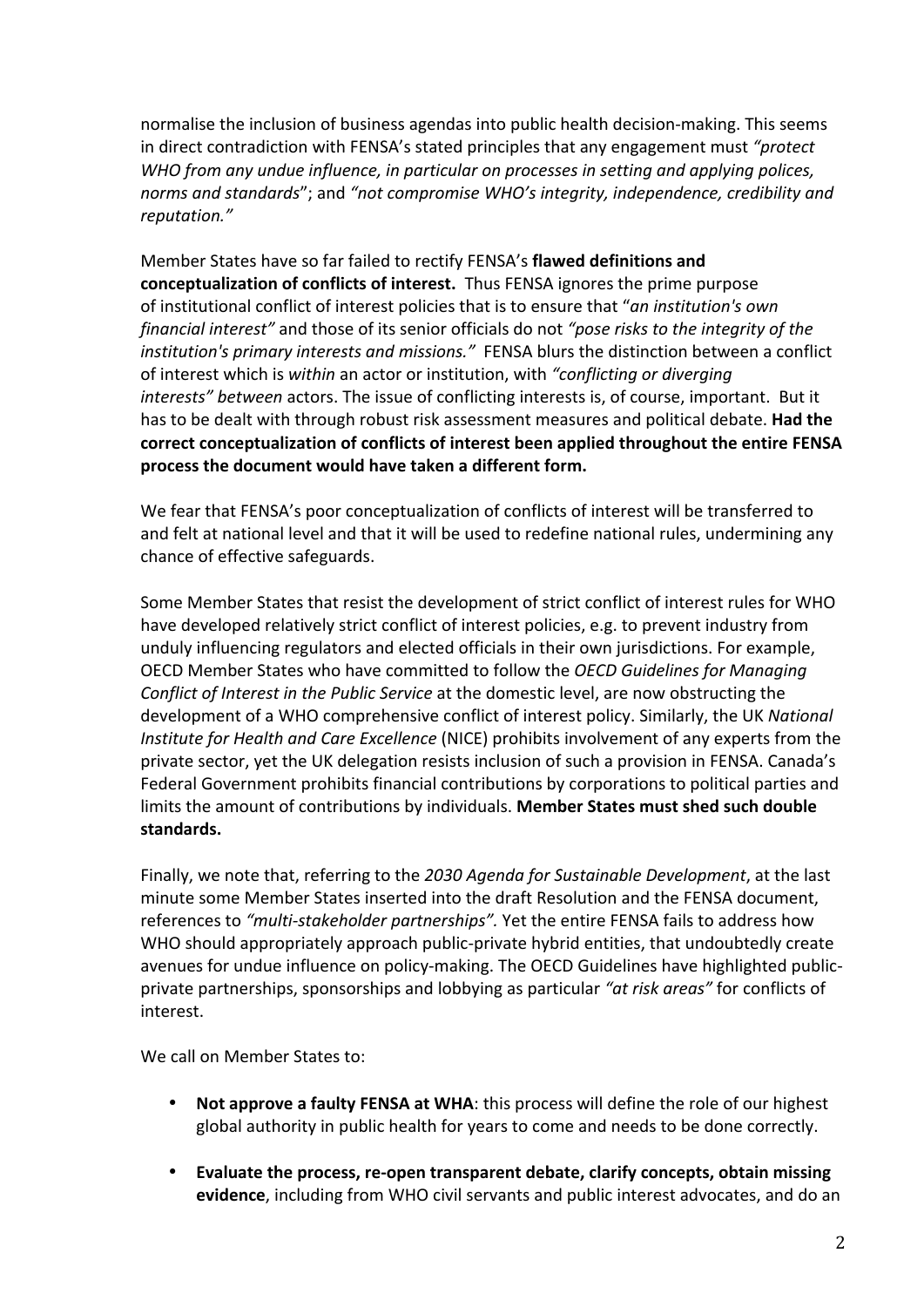normalise the inclusion of business agendas into public health decision-making. This seems in direct contradiction with FENSA's stated principles that any engagement must *"protect WHO from any undue influence, in particular on processes in setting and applying polices, norms and standards*"; and *"not compromise WHO's integrity, independence, credibility and reputation."*

Member States have so far failed to rectify FENSA's **flawed definitions and conceptualization of conflicts of interest.** Thus FENSA ignores the prime purpose of institutional conflict of interest policies that is to ensure that "*an institution's own financial interest"* and those of its senior officials do not *"pose risks to the integrity of the institution's primary interests and missions."* FENSA blurs the distinction between a conflict of interest which is *within* an actor or institution, with *"conflicting or diverging interests" between* actors. The issue of conflicting interests is, of course, important. But it has to be dealt with through robust risk assessment measures and political debate. **Had the correct conceptualization of conflicts of interest been applied throughout the entire FENSA process the document would have taken a different form.**

We fear that FENSA's poor conceptualization of conflicts of interest will be transferred to and felt at national level and that it will be used to redefine national rules, undermining any chance of effective safeguards.

Some Member States that resist the development of strict conflict of interest rules for WHO have developed relatively strict conflict of interest policies, e.g. to prevent industry from unduly influencing regulators and elected officials in their own jurisdictions. For example, OECD Member States who have committed to follow the *OECD Guidelines for Managing Conflict of Interest in the Public Service* at the domestic level, are now obstructing the development of a WHO comprehensive conflict of interest policy. Similarly, the UK *National Institute for Health and Care Excellence* (NICE) prohibits involvement of any experts from the private sector, yet the UK delegation resists inclusion of such a provision in FENSA. Canada's Federal Government prohibits financial contributions by corporations to political parties and limits the amount of contributions by individuals. **Member States must shed such double standards.**

Finally, we note that, referring to the *2030 Agenda for Sustainable Development*, at the last minute some Member States inserted into the draft Resolution and the FENSA document, references to *"multi-stakeholder partnerships".* Yet the entire FENSA fails to address how WHO should appropriately approach public-private hybrid entities, that undoubtedly create avenues for undue influence on policy-making. The OECD Guidelines have highlighted public-private partnerships, sponsorships and lobbying as particular *"at risk areas"* for conflicts of interest.

We call on Member States to:

- **Not approve a faulty FENSA at WHA**: this process will define the role of our highest global authority in public health for years to come and needs to be done correctly.
- **Evaluate the process, re-open transparent debate, clarify concepts, obtain missing evidence**, including from WHO civil servants and public interest advocates, and do an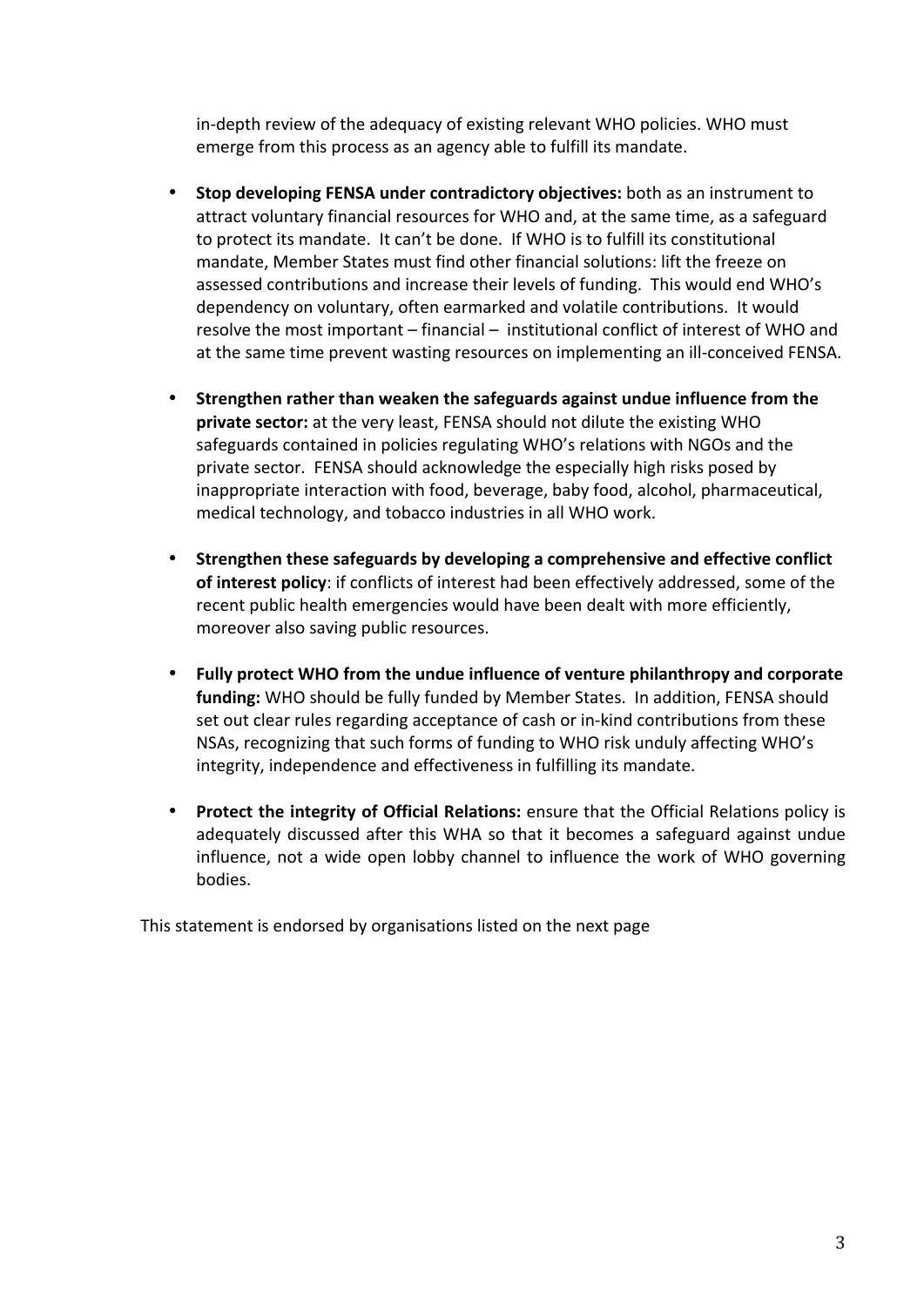in-depth review of the adequacy of existing relevant WHO policies. WHO must emerge from this process as an agency able to fulfill its mandate.

- **Stop developing FENSA under contradictory objectives:** both as an instrument to attract voluntary financial resources for WHO and, at the same time, as a safeguard to protect its mandate. It can't be done. If WHO is to fulfill its constitutional mandate, Member States must find other financial solutions: lift the freeze on assessed contributions and increase their levels of funding. This would end WHO's dependency on voluntary, often earmarked and volatile contributions. It would resolve the most important – financial – institutional conflict of interest of WHO and at the same time prevent wasting resources on implementing an ill-conceived FENSA.

- **Strengthen rather than weaken the safeguards against undue influence from the private sector:** at the very least, FENSA should not dilute the existing WHO safeguards contained in policies regulating WHO's relations with NGOs and the private sector. FENSA should acknowledge the especially high risks posed by inappropriate interaction with food, beverage, baby food, alcohol, pharmaceutical, medical technology, and tobacco industries in all WHO work.

- **Strengthen these safeguards by developing a comprehensive and effective conflict of interest policy**: if conflicts of interest had been effectively addressed, some of the recent public health emergencies would have been dealt with more efficiently, moreover also saving public resources.

- **Fully protect WHO from the undue influence of venture philanthropy and corporate funding:** WHO should be fully funded by Member States. In addition, FENSA should set out clear rules regarding acceptance of cash or in-kind contributions from these NSAs, recognizing that such forms of funding to WHO risk unduly affecting WHO's integrity, independence and effectiveness in fulfilling its mandate.

- **Protect the integrity of Official Relations:** ensure that the Official Relations policy is adequately discussed after this WHA so that it becomes a safeguard against undue influence, not a wide open lobby channel to influence the work of WHO governing bodies.

This statement is endorsed by organisations listed on the next page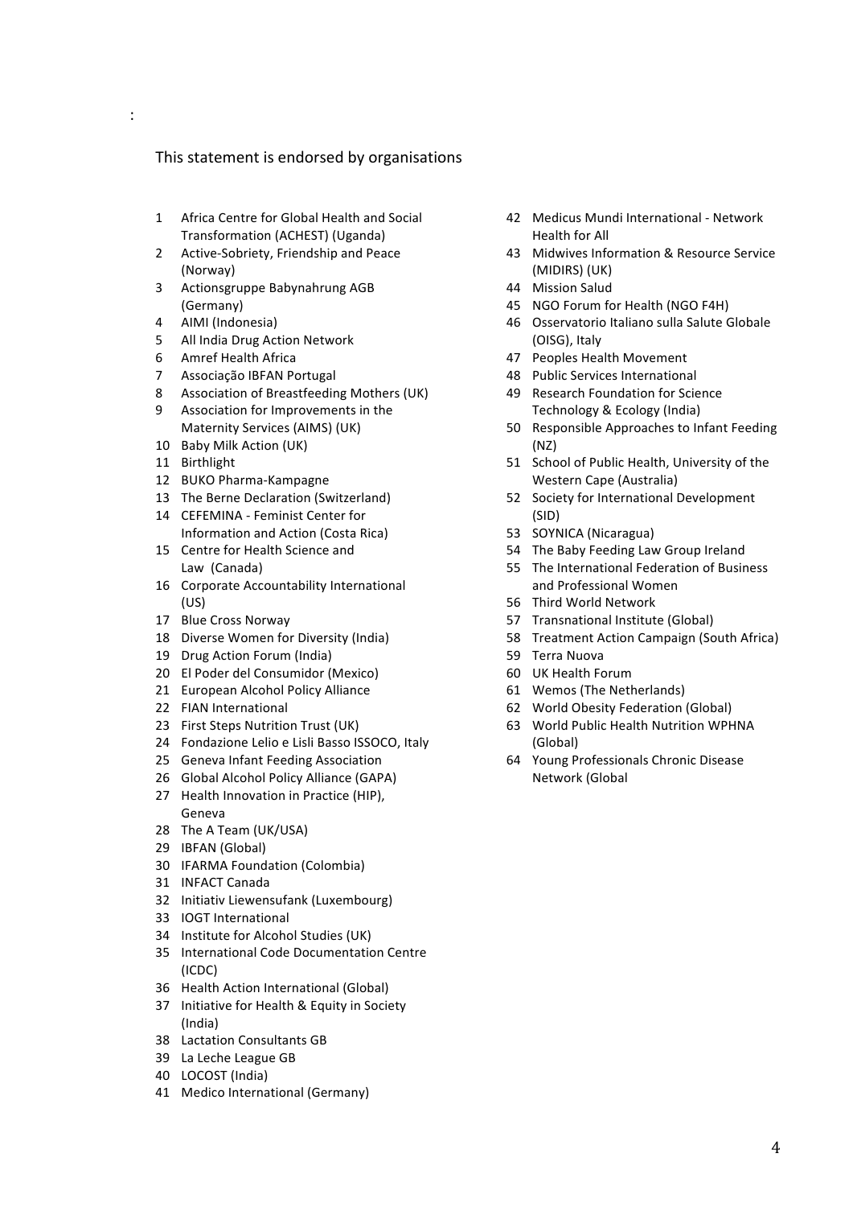:

This statement is endorsed by organisations

1. Africa Centre for Global Health and Social Transformation (ACHEST) (Uganda)
2. Active-Sobriety, Friendship and Peace (Norway)
3. Actionsgruppe Babynahrung AGB (Germany)
4. AIMI (Indonesia)
5. All India Drug Action Network
6. Amref Health Africa
7. Associação IBFAN Portugal
8. Association of Breastfeeding Mothers (UK)
9. Association for Improvements in the Maternity Services (AIMS) (UK)
10. Baby Milk Action (UK)
11. Birthlight
12. BUKO Pharma-Kampagne
13. The Berne Declaration (Switzerland)
14. CEFEMINA - Feminist Center for Information and Action (Costa Rica)
15. Centre for Health Science and Law (Canada)
16. Corporate Accountability International (US)
17. Blue Cross Norway
18. Diverse Women for Diversity (India)
19. Drug Action Forum (India)
20. El Poder del Consumidor (Mexico)
21. European Alcohol Policy Alliance
22. FIAN International
23. First Steps Nutrition Trust (UK)
24. Fondazione Lelio e Lisli Basso ISSOCO, Italy
25. Geneva Infant Feeding Association
26. Global Alcohol Policy Alliance (GAPA)
27. Health Innovation in Practice (HIP), Geneva
28. The A Team (UK/USA)
29. IBFAN (Global)
30. IFARMA Foundation (Colombia)
31. INFACT Canada
32. Initiativ Liewensufank (Luxembourg)
33. IOGT International
34. Institute for Alcohol Studies (UK)
35. International Code Documentation Centre (ICDC)
36. Health Action International (Global)
37. Initiative for Health & Equity in Society (India)
38. Lactation Consultants GB
39. La Leche League GB
40. LOCOST (India)
41. Medico International (Germany)
42. Medicus Mundi International - Network Health for All
43. Midwives Information & Resource Service (MIDIRS) (UK)
44. Mission Salud
45. NGO Forum for Health (NGO F4H)
46. Osservatorio Italiano sulla Salute Globale (OISG), Italy
47. Peoples Health Movement
48. Public Services International
49. Research Foundation for Science Technology & Ecology (India)
50. Responsible Approaches to Infant Feeding (NZ)
51. School of Public Health, University of the Western Cape (Australia)
52. Society for International Development (SID)
53. SOYNICA (Nicaragua)
54. The Baby Feeding Law Group Ireland
55. The International Federation of Business and Professional Women
56. Third World Network
57. Transnational Institute (Global)
58. Treatment Action Campaign (South Africa)
59. Terra Nuova
60. UK Health Forum
61. Wemos (The Netherlands)
62. World Obesity Federation (Global)
63. World Public Health Nutrition WPHNA (Global)
64. Young Professionals Chronic Disease Network (Global